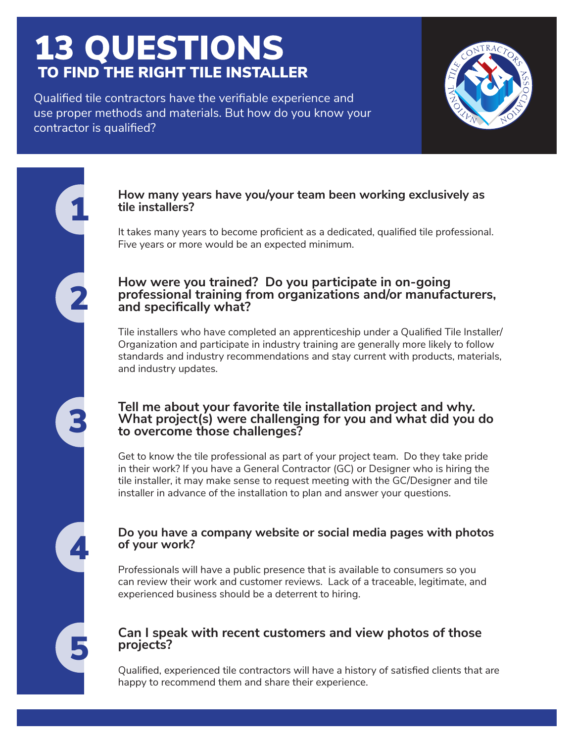# 13 QUESTIONS
## TO FIND THE RIGHT TILE INSTALLER

Qualified tile contractors have the verifiable experience and use proper methods and materials. But how do you know your contractor is qualified?

### 1. How many years have you/your team been working exclusively as tile installers?

It takes many years to become proficient as a dedicated, qualified tile professional. Five years or more would be an expected minimum.

### 2. How were you trained? Do you participate in on-going professional training from organizations and/or manufacturers, and specifically what?

Tile installers who have completed an apprenticeship under a Qualified Tile Installer/Organization and participate in industry training are generally more likely to follow standards and industry recommendations and stay current with products, materials, and industry updates.

### 3. Tell me about your favorite tile installation project and why. What project(s) were challenging for you and what did you do to overcome those challenges?

Get to know the tile professional as part of your project team. Do they take pride in their work? If you have a General Contractor (GC) or Designer who is hiring the tile installer, it may make sense to request meeting with the GC/Designer and tile installer in advance of the installation to plan and answer your questions.

### 4. Do you have a company website or social media pages with photos of your work?

Professionals will have a public presence that is available to consumers so you can review their work and customer reviews. Lack of a traceable, legitimate, and experienced business should be a deterrent to hiring.

### 5. Can I speak with recent customers and view photos of those projects?

Qualified, experienced tile contractors will have a history of satisfied clients that are happy to recommend them and share their experience.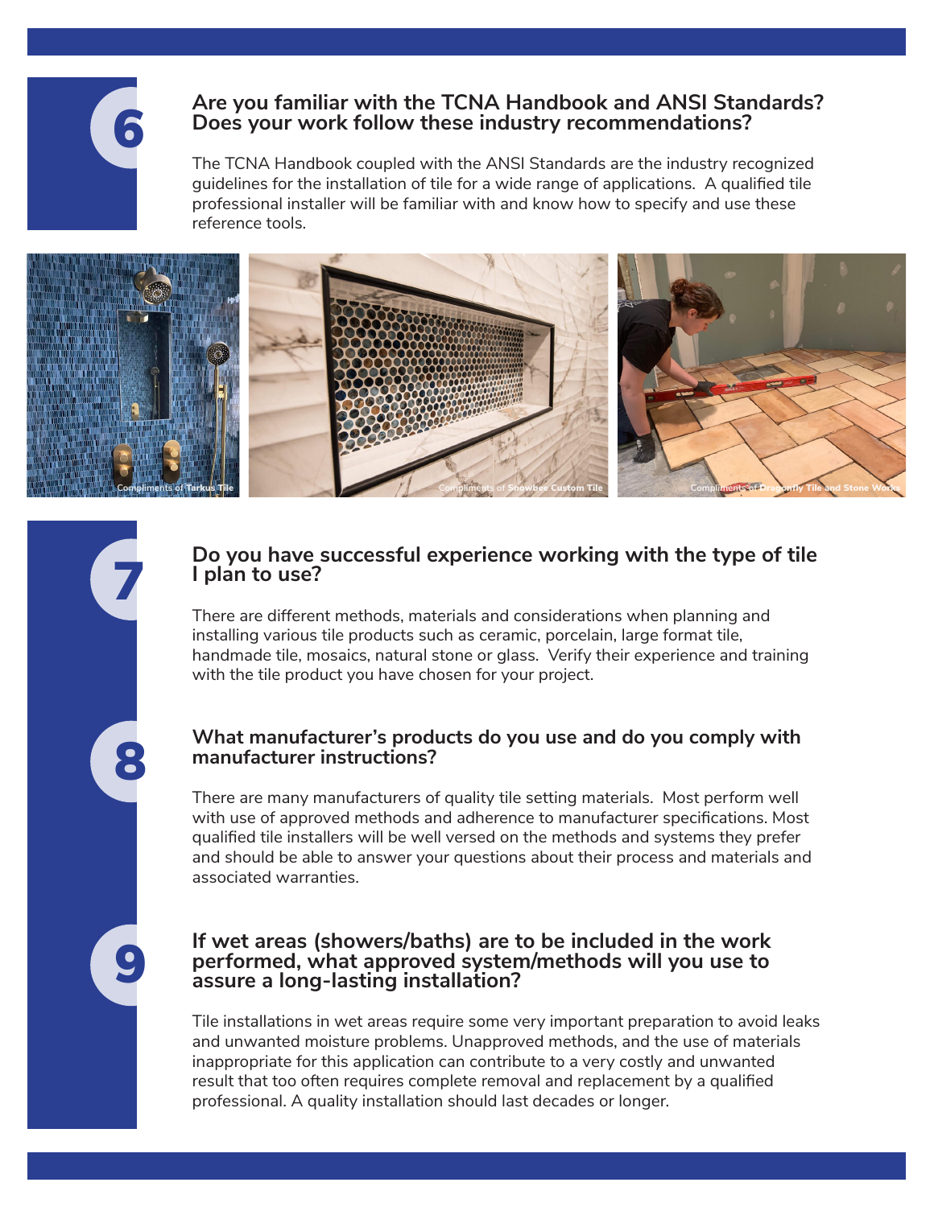## 6

### Are you familiar with the TCNA Handbook and ANSI Standards? Does your work follow these industry recommendations?

The TCNA Handbook coupled with the ANSI Standards are the industry recognized guidelines for the installation of tile for a wide range of applications. A qualified tile professional installer will be familiar with and know how to specify and use these reference tools.

Compliments of Tarkus Tile

Compliments of Snowbee Custom Tile

Compliments of Dragonfly Tile and Stone Works

## 7

### Do you have successful experience working with the type of tile I plan to use?

There are different methods, materials and considerations when planning and installing various tile products such as ceramic, porcelain, large format tile, handmade tile, mosaics, natural stone or glass. Verify their experience and training with the tile product you have chosen for your project.

## 8

### What manufacturer's products do you use and do you comply with manufacturer instructions?

There are many manufacturers of quality tile setting materials. Most perform well with use of approved methods and adherence to manufacturer specifications. Most qualified tile installers will be well versed on the methods and systems they prefer and should be able to answer your questions about their process and materials and associated warranties.

## 9

### If wet areas (showers/baths) are to be included in the work performed, what approved system/methods will you use to assure a long-lasting installation?

Tile installations in wet areas require some very important preparation to avoid leaks and unwanted moisture problems. Unapproved methods, and the use of materials inappropriate for this application can contribute to a very costly and unwanted result that too often requires complete removal and replacement by a qualified professional. A quality installation should last decades or longer.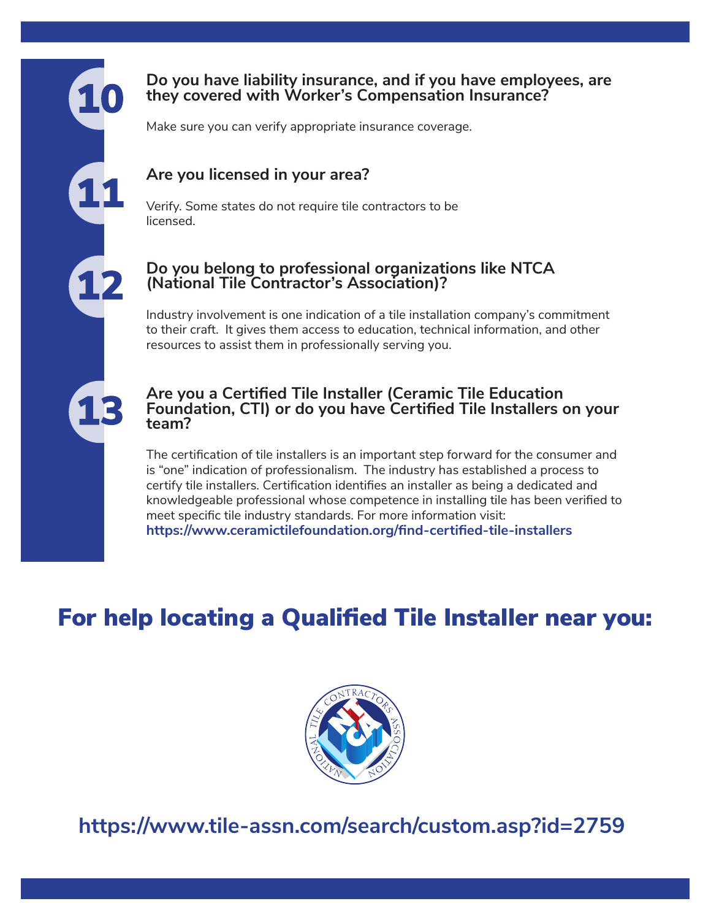## 10 Do you have liability insurance, and if you have employees, are they covered with Worker's Compensation Insurance?

Make sure you can verify appropriate insurance coverage.

## 11 Are you licensed in your area?

Verify. Some states do not require tile contractors to be licensed.

## 12 Do you belong to professional organizations like NTCA (National Tile Contractor's Association)?

Industry involvement is one indication of a tile installation company's commitment to their craft. It gives them access to education, technical information, and other resources to assist them in professionally serving you.

## 13 Are you a Certified Tile Installer (Ceramic Tile Education Foundation, CTI) or do you have Certified Tile Installers on your team?

The certification of tile installers is an important step forward for the consumer and is "one" indication of professionalism. The industry has established a process to certify tile installers. Certification identifies an installer as being a dedicated and knowledgeable professional whose competence in installing tile has been verified to meet specific tile industry standards. For more information visit:
**https://www.ceramictilefoundation.org/find-certified-tile-installers**

# For help locating a Qualified Tile Installer near you:

NATIONAL TILE CONTRACTORS ASSOCIATION

**https://www.tile-assn.com/search/custom.asp?id=2759**